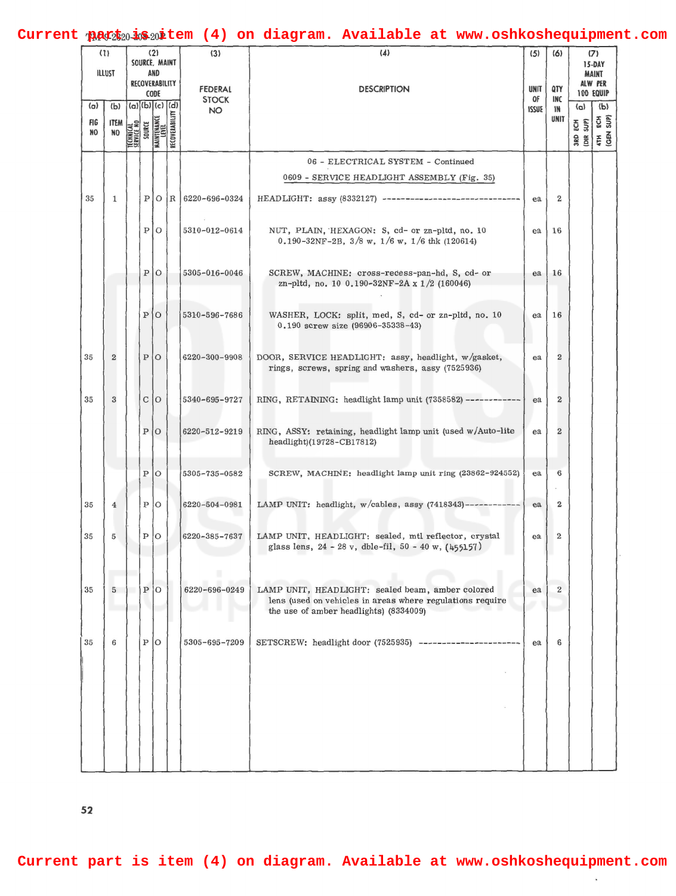Current part is item (4) on diagram. Available at www.oshkoshequipment.com

| (1) ILLUST | | (2) SOURCE, MAINT AND RECOVERABILITY CODE | | | | (3) | (4) | (5) | (6) | (7) 15-DAY MAINT ALW PER 100 EQUIP | |
|---|---|---|---|---|---|---|---|---|---|---|---|
| (a) FIG NO | (b) ITEM NO | (a) TECHNICAL SERVICE NO | (b) SOURCE | (c) MAINTENANCE LEVEL | (d) RECOVERABILITY | FEDERAL STOCK NO | DESCRIPTION | UNIT OF ISSUE | QTY INC IN UNIT | (a) 3RD ECH (DIR SUP) | (b) 4TH ECH (GEN SUP) |
| | | | | | | | 06 - ELECTRICAL SYSTEM - Continued | | | | |
| | | | | | | | 0609 - SERVICE HEADLIGHT ASSEMBLY (Fig. 35) | | | | |
| 35 | 1 | | P | O | R | 6220-696-0324 | HEADLIGHT: assy (8332127) | ea | 2 | | |
| | | | P | O | | 5310-012-0614 | NUT, PLAIN, HEXAGON: S, cd- or zn-pltd, no. 10 0.190-32NF-2B, 3/8 w, 1/6 w, 1/6 thk (120614) | ea | 16 | | |
| | | | P | O | | 5305-016-0046 | SCREW, MACHINE: cross-recess-pan-hd, S, cd- or zn-pltd, no. 10 0.190-32NF-2A x 1/2 (160046) | ea | 16 | | |
| | | | P | O | | 5310-596-7686 | WASHER, LOCK: split, med, S, cd- or zn-pltd, no. 10 0.190 screw size (96906-35338-43) | ea | 16 | | |
| 35 | 2 | | P | O | | 6220-300-9908 | DOOR, SERVICE HEADLIGHT: assy, headlight, w/gasket, rings, screws, spring and washers, assy (7525936) | ea | 2 | | |
| 35 | 3 | | C | O | | 5340-695-9727 | RING, RETAINING: headlight lamp unit (7358582) | ea | 2 | | |
| | | | P | O | | 6220-512-9219 | RING, ASSY: retaining, headlight lamp unit (used w/Auto-lite headlight)(19728-CB17812) | ea | 2 | | |
| | | | P | O | | 5305-735-0582 | SCREW, MACHINE: headlight lamp unit ring (23862-924552) | ea | 6 | | |
| 35 | 4 | | P | O | | 6220-504-0981 | LAMP UNIT: headlight, w/cables, assy (7418343) | ea | 2 | | |
| 35 | 5 | | P | O | | 6220-385-7637 | LAMP UNIT, HEADLIGHT: sealed, mtl reflector, crystal glass lens, 24 - 28 v, dble-fil, 50 - 40 w, (455157) | ea | 2 | | |
| 35 | 5 | | P | O | | 6220-696-0249 | LAMP UNIT, HEADLIGHT: sealed beam, amber colored lens (used on vehicles in areas where regulations require the use of amber headlights) (8334009) | ea | 2 | | |
| 35 | 6 | | P | O | | 5305-695-7209 | SETSCREW: headlight door (7525935) | ea | 6 | | |

Current part is item (4) on diagram. Available at www.oshkoshequipment.com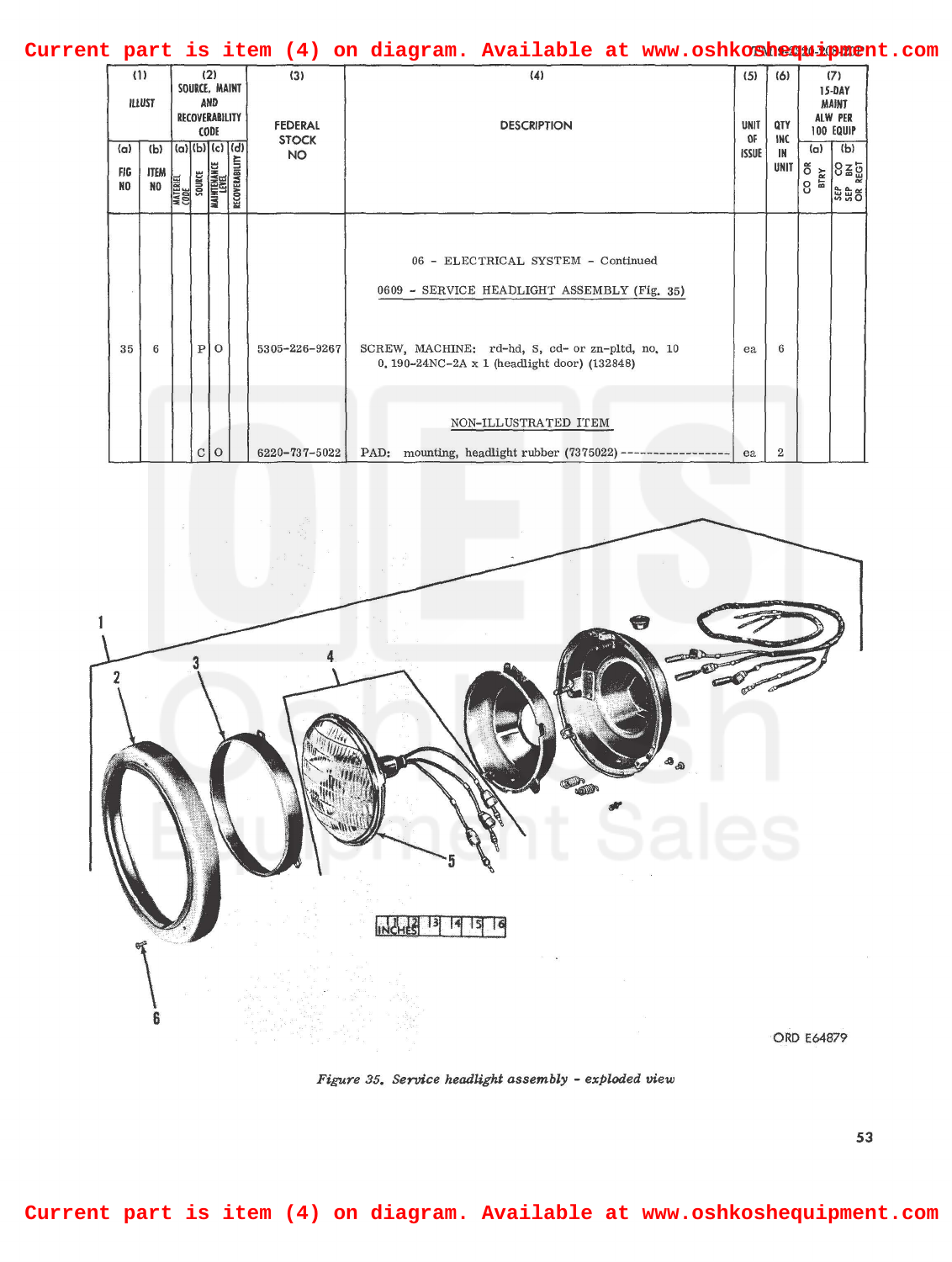Current part is item (4) on diagram. Available at www.oshkoshequipment.com

| (1) ILLUST | | (2) SOURCE, MAINT AND RECOVERABILITY CODE | | | | (3) FEDERAL STOCK NO | (4) DESCRIPTION | (5) UNIT OF ISSUE | (6) QTY INC IN UNIT | (7) 15-DAY MAINT ALW PER 100 EQUIP | |
|---|---|---|---|---|---|---|---|---|---|---|---|
| (a) FIG NO | (b) ITEM NO | (a) MATERIEL CODE | (b) SOURCE | (c) MAINTENANCE LEVEL | (d) RECOVERABILITY | | | | | (a) CO OR BTRY | (b) SEP CO SEP BN OR REGT |
| | | | | | | | 06 - ELECTRICAL SYSTEM - Continued | | | | |
| | | | | | | | 0609 - SERVICE HEADLIGHT ASSEMBLY (Fig. 35) | | | | |
| 35 | 6 | | P | O | | 5305-226-9267 | SCREW, MACHINE: rd-hd, S, cd- or zn-pltd, no. 10 0.190-24NC-2A x 1 (headlight door) (132848) | ea | 6 | | |
| | | | | | | | NON-ILLUSTRATED ITEM | | | | |
| | | | C | O | | 6220-737-5022 | PAD: mounting, headlight rubber (7375022) | ea | 2 | | |

1
2
3
4
5
6

INCHES 1 2 3 4 5 6

ORD E64879

*Figure 35. Service headlight assembly - exploded view*

Current part is item (4) on diagram. Available at www.oshkoshequipment.com